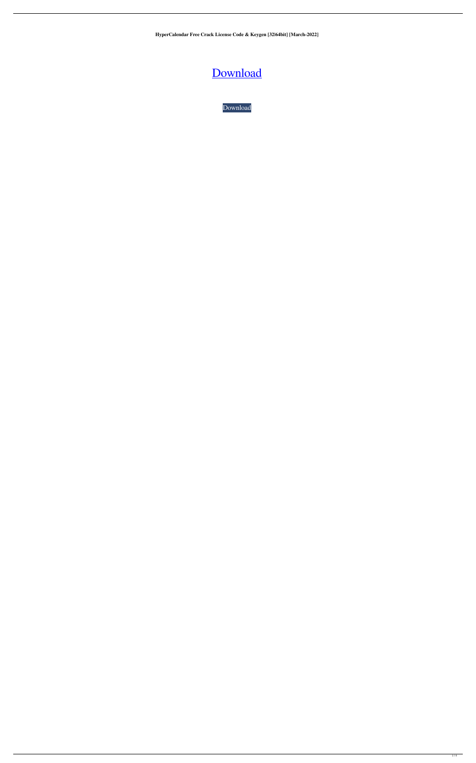**HyperCalendar Free Crack License Code & Keygen [32|64bit] [March-2022]**

Download

Download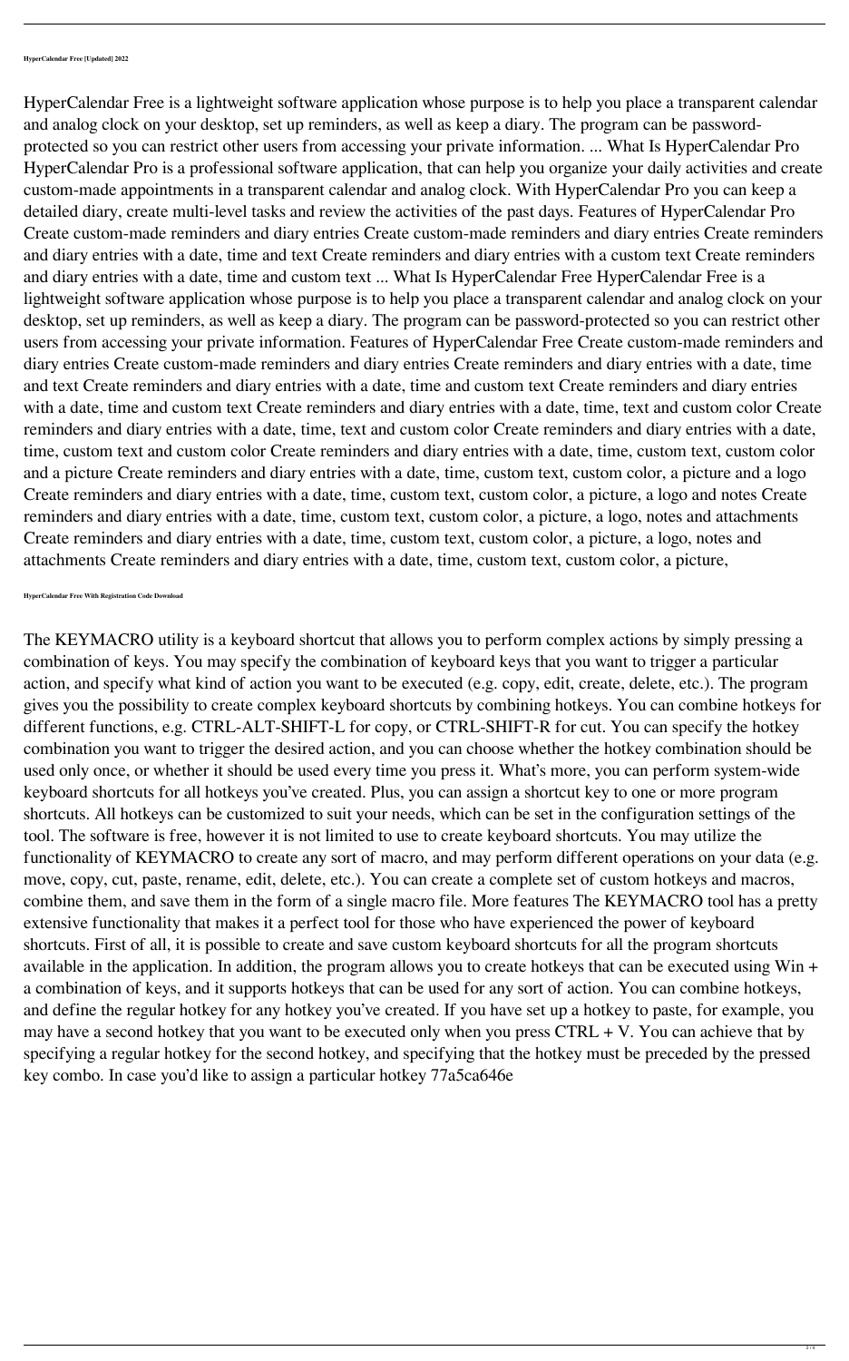**HyperCalendar Free [Updated] 2022**

HyperCalendar Free is a lightweight software application whose purpose is to help you place a transparent calendar and analog clock on your desktop, set up reminders, as well as keep a diary. The program can be password-protected so you can restrict other users from accessing your private information. ... What Is HyperCalendar Pro HyperCalendar Pro is a professional software application, that can help you organize your daily activities and create custom-made appointments in a transparent calendar and analog clock. With HyperCalendar Pro you can keep a detailed diary, create multi-level tasks and review the activities of the past days. Features of HyperCalendar Pro Create custom-made reminders and diary entries Create custom-made reminders and diary entries Create reminders and diary entries with a date, time and text Create reminders and diary entries with a custom text Create reminders and diary entries with a date, time and custom text ... What Is HyperCalendar Free HyperCalendar Free is a lightweight software application whose purpose is to help you place a transparent calendar and analog clock on your desktop, set up reminders, as well as keep a diary. The program can be password-protected so you can restrict other users from accessing your private information. Features of HyperCalendar Free Create custom-made reminders and diary entries Create custom-made reminders and diary entries Create reminders and diary entries with a date, time and text Create reminders and diary entries with a date, time and custom text Create reminders and diary entries with a date, time and custom text Create reminders and diary entries with a date, time, text and custom color Create reminders and diary entries with a date, time, text and custom color Create reminders and diary entries with a date, time, custom text and custom color Create reminders and diary entries with a date, time, custom text, custom color and a picture Create reminders and diary entries with a date, time, custom text, custom color, a picture and a logo Create reminders and diary entries with a date, time, custom text, custom color, a picture, a logo and notes Create reminders and diary entries with a date, time, custom text, custom color, a picture, a logo, notes and attachments Create reminders and diary entries with a date, time, custom text, custom color, a picture, a logo, notes and attachments Create reminders and diary entries with a date, time, custom text, custom color, a picture,

**HyperCalendar Free With Registration Code Download**

The KEYMACRO utility is a keyboard shortcut that allows you to perform complex actions by simply pressing a combination of keys. You may specify the combination of keyboard keys that you want to trigger a particular action, and specify what kind of action you want to be executed (e.g. copy, edit, create, delete, etc.). The program gives you the possibility to create complex keyboard shortcuts by combining hotkeys. You can combine hotkeys for different functions, e.g. CTRL-ALT-SHIFT-L for copy, or CTRL-SHIFT-R for cut. You can specify the hotkey combination you want to trigger the desired action, and you can choose whether the hotkey combination should be used only once, or whether it should be used every time you press it. What's more, you can perform system-wide keyboard shortcuts for all hotkeys you've created. Plus, you can assign a shortcut key to one or more program shortcuts. All hotkeys can be customized to suit your needs, which can be set in the configuration settings of the tool. The software is free, however it is not limited to use to create keyboard shortcuts. You may utilize the functionality of KEYMACRO to create any sort of macro, and may perform different operations on your data (e.g. move, copy, cut, paste, rename, edit, delete, etc.). You can create a complete set of custom hotkeys and macros, combine them, and save them in the form of a single macro file. More features The KEYMACRO tool has a pretty extensive functionality that makes it a perfect tool for those who have experienced the power of keyboard shortcuts. First of all, it is possible to create and save custom keyboard shortcuts for all the program shortcuts available in the application. In addition, the program allows you to create hotkeys that can be executed using Win + a combination of keys, and it supports hotkeys that can be used for any sort of action. You can combine hotkeys, and define the regular hotkey for any hotkey you've created. If you have set up a hotkey to paste, for example, you may have a second hotkey that you want to be executed only when you press CTRL + V. You can achieve that by specifying a regular hotkey for the second hotkey, and specifying that the hotkey must be preceded by the pressed key combo. In case you'd like to assign a particular hotkey 77a5ca646e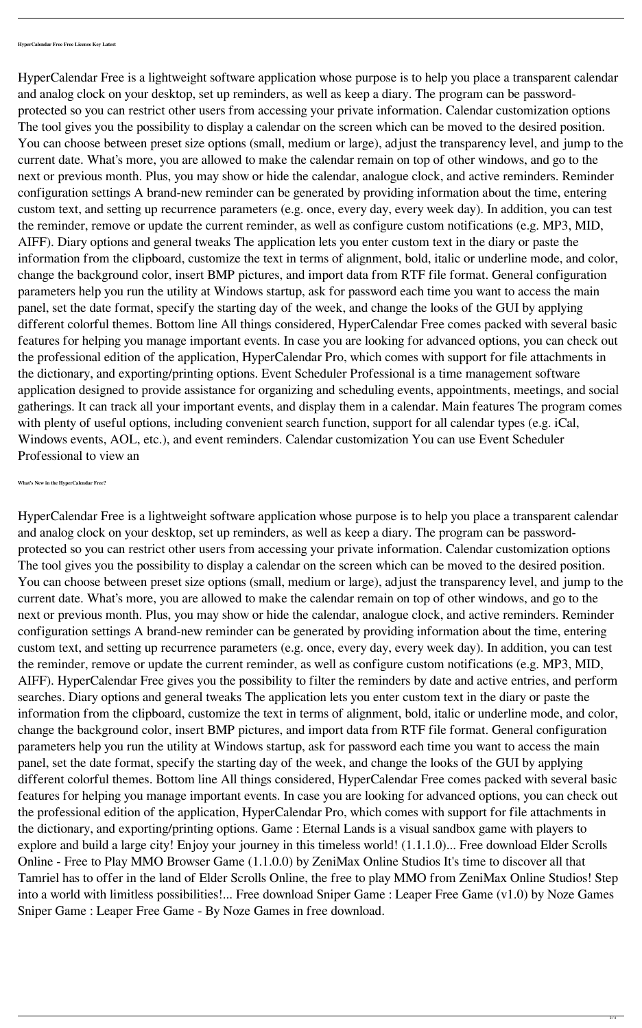#### HyperCalendar Free Free License Key Latest

HyperCalendar Free is a lightweight software application whose purpose is to help you place a transparent calendar and analog clock on your desktop, set up reminders, as well as keep a diary. The program can be password-protected so you can restrict other users from accessing your private information. Calendar customization options The tool gives you the possibility to display a calendar on the screen which can be moved to the desired position. You can choose between preset size options (small, medium or large), adjust the transparency level, and jump to the current date. What's more, you are allowed to make the calendar remain on top of other windows, and go to the next or previous month. Plus, you may show or hide the calendar, analogue clock, and active reminders. Reminder configuration settings A brand-new reminder can be generated by providing information about the time, entering custom text, and setting up recurrence parameters (e.g. once, every day, every week day). In addition, you can test the reminder, remove or update the current reminder, as well as configure custom notifications (e.g. MP3, MID, AIFF). Diary options and general tweaks The application lets you enter custom text in the diary or paste the information from the clipboard, customize the text in terms of alignment, bold, italic or underline mode, and color, change the background color, insert BMP pictures, and import data from RTF file format. General configuration parameters help you run the utility at Windows startup, ask for password each time you want to access the main panel, set the date format, specify the starting day of the week, and change the looks of the GUI by applying different colorful themes. Bottom line All things considered, HyperCalendar Free comes packed with several basic features for helping you manage important events. In case you are looking for advanced options, you can check out the professional edition of the application, HyperCalendar Pro, which comes with support for file attachments in the dictionary, and exporting/printing options. Event Scheduler Professional is a time management software application designed to provide assistance for organizing and scheduling events, appointments, meetings, and social gatherings. It can track all your important events, and display them in a calendar. Main features The program comes with plenty of useful options, including convenient search function, support for all calendar types (e.g. iCal, Windows events, AOL, etc.), and event reminders. Calendar customization You can use Event Scheduler Professional to view an

#### What's New in the HyperCalendar Free?

HyperCalendar Free is a lightweight software application whose purpose is to help you place a transparent calendar and analog clock on your desktop, set up reminders, as well as keep a diary. The program can be password-protected so you can restrict other users from accessing your private information. Calendar customization options The tool gives you the possibility to display a calendar on the screen which can be moved to the desired position. You can choose between preset size options (small, medium or large), adjust the transparency level, and jump to the current date. What's more, you are allowed to make the calendar remain on top of other windows, and go to the next or previous month. Plus, you may show or hide the calendar, analogue clock, and active reminders. Reminder configuration settings A brand-new reminder can be generated by providing information about the time, entering custom text, and setting up recurrence parameters (e.g. once, every day, every week day). In addition, you can test the reminder, remove or update the current reminder, as well as configure custom notifications (e.g. MP3, MID, AIFF). HyperCalendar Free gives you the possibility to filter the reminders by date and active entries, and perform searches. Diary options and general tweaks The application lets you enter custom text in the diary or paste the information from the clipboard, customize the text in terms of alignment, bold, italic or underline mode, and color, change the background color, insert BMP pictures, and import data from RTF file format. General configuration parameters help you run the utility at Windows startup, ask for password each time you want to access the main panel, set the date format, specify the starting day of the week, and change the looks of the GUI by applying different colorful themes. Bottom line All things considered, HyperCalendar Free comes packed with several basic features for helping you manage important events. In case you are looking for advanced options, you can check out the professional edition of the application, HyperCalendar Pro, which comes with support for file attachments in the dictionary, and exporting/printing options. Game : Eternal Lands is a visual sandbox game with players to explore and build a large city! Enjoy your journey in this timeless world! (1.1.1.0)... Free download Elder Scrolls Online - Free to Play MMO Browser Game (1.1.0.0) by ZeniMax Online Studios It's time to discover all that Tamriel has to offer in the land of Elder Scrolls Online, the free to play MMO from ZeniMax Online Studios! Step into a world with limitless possibilities!... Free download Sniper Game : Leaper Free Game (v1.0) by Noze Games Sniper Game : Leaper Free Game - By Noze Games in free download.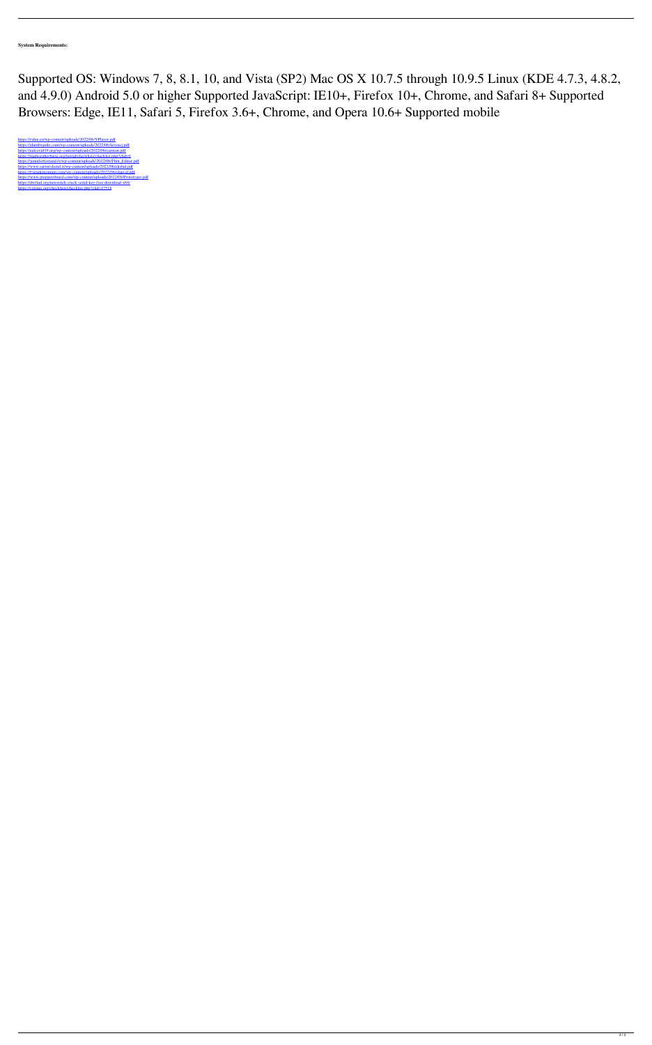**System Requirements:**

Supported OS: Windows 7, 8, 8.1, 10, and Vista (SP2) Mac OS X 10.7.5 through 10.9.5 Linux (KDE 4.7.3, 4.8.2, and 4.9.0) Android 5.0 or higher Supported JavaScript: IE10+, Firefox 10+, Chrome, and Safari 8+ Supported Browsers: Edge, IE11, Safari 5, Firefox 3.6+, Chrome, and Opera 10.6+ Supported mobile

https://rsmerchandise.ca/wp-content/uploads/2022/06/VPlayer.pdf
https://islamibrandkt.com/wp-content/uploads/2022/06/lavyna.pdf
https://aakocwid19.org/wp-content/uploads/2022/06/carmon.pdf
https://midweatherhosts.org/portal/checklists/checklist.php?clid=0
https://jenniferferrazi1l7/wp-content/uploads/2022/06/Flint_Editor.pdf
https://www.sartorsheetail.it/wp-content/uploads/2022/06/elobsl.pdf
https://friendsmountains.com/wp-content/uploads/2022/06/danval.pdf
https://www.preppersbrazil.com/wp-content/uploads/2022/06/Prototyper.pdf
https://thefind.org/netswitch-crack-serial-key-free-download-x64/
https://cmtamu.org/checklists/checklist.php?clid=17518